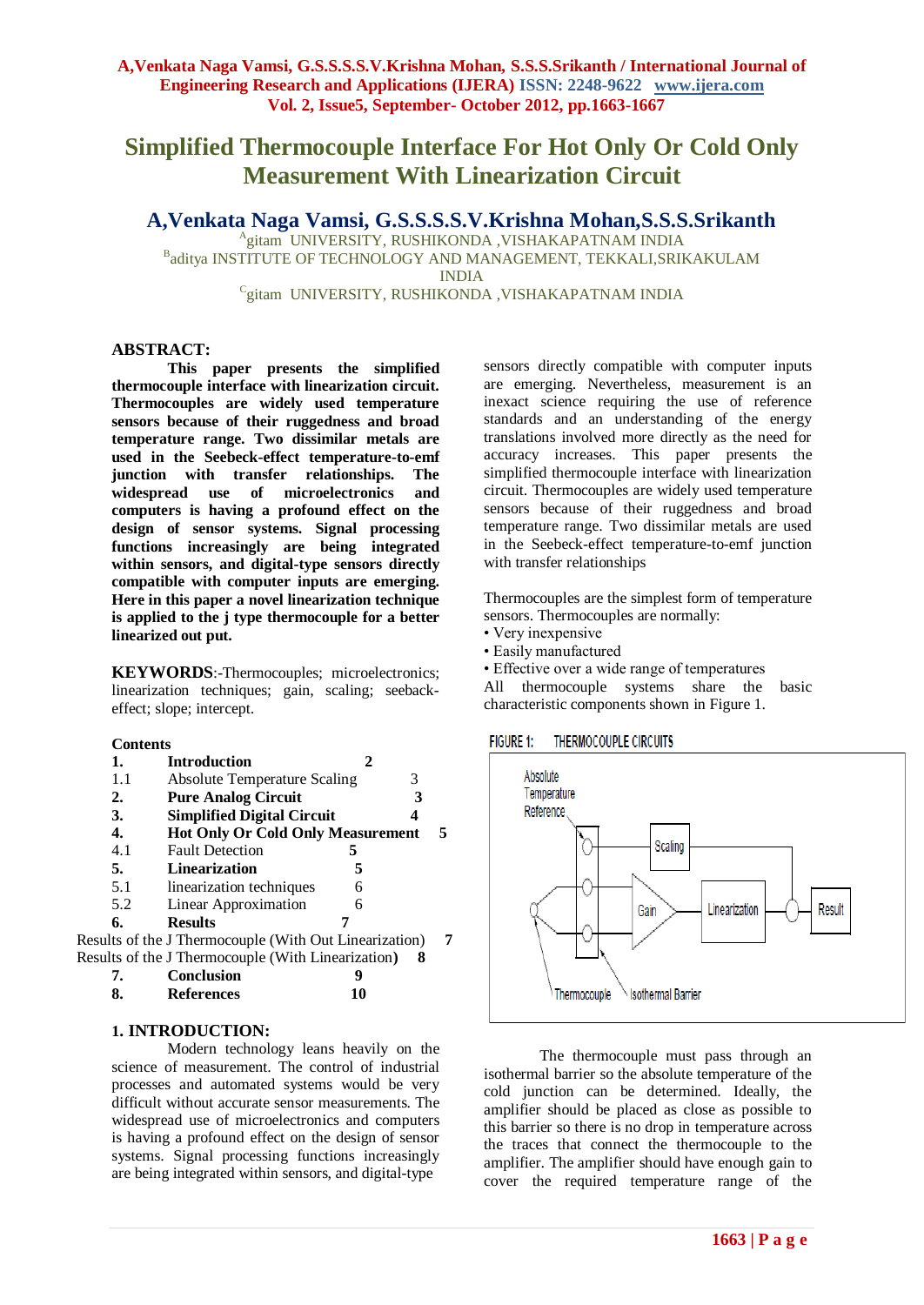# Simplified Thermocouple Interface For Hot Only Or Cold Only Measurement With Linearization Circuit

## A,Venkata Naga Vamsi, G.S.S.S.S.V.Krishna Mohan,S.S.S.Srikanth

[A]gitam UNIVERSITY, RUSHIKONDA ,VISHAKAPATNAM INDIA
[B]aditya INSTITUTE OF TECHNOLOGY AND MANAGEMENT, TEKKALI,SRIKAKULAM INDIA
[C]gitam UNIVERSITY, RUSHIKONDA ,VISHAKAPATNAM INDIA

## ABSTRACT:

**This paper presents the simplified thermocouple interface with linearization circuit. Thermocouples are widely used temperature sensors because of their ruggedness and broad temperature range. Two dissimilar metals are used in the Seebeck-effect temperature-to-emf junction with transfer relationships. The widespread use of microelectronics and computers is having a profound effect on the design of sensor systems. Signal processing functions increasingly are being integrated within sensors, and digital-type sensors directly compatible with computer inputs are emerging. Here in this paper a novel linearization technique is applied to the j type thermocouple for a better linearized out put.**

**KEYWORDS**:-Thermocouples; microelectronics; linearization techniques; gain, scaling; seeback-effect; slope; intercept.

**Contents**

| | | |
|---|---|---|
| **1.** | **Introduction** | **2** |
| 1.1 | Absolute Temperature Scaling | 3 |
| **2.** | **Pure Analog Circuit** | **3** |
| **3.** | **Simplified Digital Circuit** | **4** |
| **4.** | **Hot Only Or Cold Only Measurement** | **5** |
| 4.1 | Fault Detection | 5 |
| **5.** | **Linearization** | **5** |
| 5.1 | linearization techniques | 6 |
| 5.2 | Linear Approximation | 6 |
| **6.** | **Results** | **7** |
| | Results of the J Thermocouple (With Out Linearization) | 7 |
| | **Results of the J Thermocouple (With Linearization)** | **8** |
| **7.** | **Conclusion** | **9** |
| **8.** | **References** | **10** |

## 1. INTRODUCTION:

Modern technology leans heavily on the science of measurement. The control of industrial processes and automated systems would be very difficult without accurate sensor measurements. The widespread use of microelectronics and computers is having a profound effect on the design of sensor systems. Signal processing functions increasingly are being integrated within sensors, and digital-type sensors directly compatible with computer inputs are emerging. Nevertheless, measurement is an inexact science requiring the use of reference standards and an understanding of the energy translations involved more directly as the need for accuracy increases. This paper presents the simplified thermocouple interface with linearization circuit. Thermocouples are widely used temperature sensors because of their ruggedness and broad temperature range. Two dissimilar metals are used in the Seebeck-effect temperature-to-emf junction with transfer relationships

Thermocouples are the simplest form of temperature sensors. Thermocouples are normally:

- Very inexpensive
- Easily manufactured
- Effective over a wide range of temperatures

All thermocouple systems share the basic characteristic components shown in Figure 1.

FIGURE 1: THERMOCOUPLE CIRCUITS

The thermocouple must pass through an isothermal barrier so the absolute temperature of the cold junction can be determined. Ideally, the amplifier should be placed as close as possible to this barrier so there is no drop in temperature across the traces that connect the thermocouple to the amplifier. The amplifier should have enough gain to cover the required temperature range of the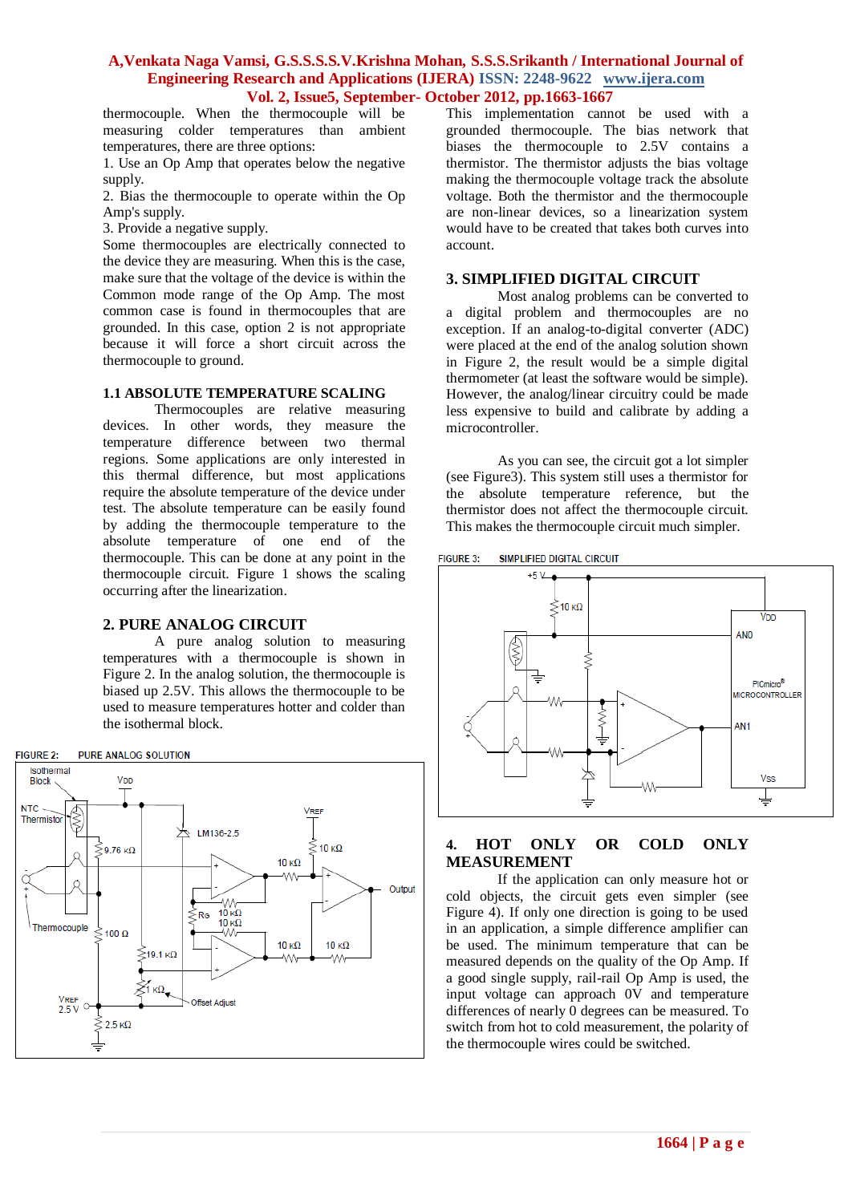thermocouple. When the thermocouple will be measuring colder temperatures than ambient temperatures, there are three options:

1. Use an Op Amp that operates below the negative supply.
2. Bias the thermocouple to operate within the Op Amp's supply.
3. Provide a negative supply.

Some thermocouples are electrically connected to the device they are measuring. When this is the case, make sure that the voltage of the device is within the Common mode range of the Op Amp. The most common case is found in thermocouples that are grounded. In this case, option 2 is not appropriate because it will force a short circuit across the thermocouple to ground.

### 1.1 ABSOLUTE TEMPERATURE SCALING

Thermocouples are relative measuring devices. In other words, they measure the temperature difference between two thermal regions. Some applications are only interested in this thermal difference, but most applications require the absolute temperature of the device under test. The absolute temperature can be easily found by adding the thermocouple temperature to the absolute temperature of one end of the thermocouple. This can be done at any point in the thermocouple circuit. Figure 1 shows the scaling occurring after the linearization.

## 2. PURE ANALOG CIRCUIT

A pure analog solution to measuring temperatures with a thermocouple is shown in Figure 2. In the analog solution, the thermocouple is biased up 2.5V. This allows the thermocouple to be used to measure temperatures hotter and colder than the isothermal block.

FIGURE 2: PURE ANALOG SOLUTION

This implementation cannot be used with a grounded thermocouple. The bias network that biases the thermocouple to 2.5V contains a thermistor. The thermistor adjusts the bias voltage making the thermocouple voltage track the absolute voltage. Both the thermistor and the thermocouple are non-linear devices, so a linearization system would have to be created that takes both curves into account.

## 3. SIMPLIFIED DIGITAL CIRCUIT

Most analog problems can be converted to a digital problem and thermocouples are no exception. If an analog-to-digital converter (ADC) were placed at the end of the analog solution shown in Figure 2, the result would be a simple digital thermometer (at least the software would be simple). However, the analog/linear circuitry could be made less expensive to build and calibrate by adding a microcontroller.

As you can see, the circuit got a lot simpler (see Figure3). This system still uses a thermistor for the absolute temperature reference, but the thermistor does not affect the thermocouple circuit. This makes the thermocouple circuit much simpler.

FIGURE 3: SIMPLIFIED DIGITAL CIRCUIT

## 4. HOT ONLY OR COLD ONLY MEASUREMENT

If the application can only measure hot or cold objects, the circuit gets even simpler (see Figure 4). If only one direction is going to be used in an application, a simple difference amplifier can be used. The minimum temperature that can be measured depends on the quality of the Op Amp. If a good single supply, rail-rail Op Amp is used, the input voltage can approach 0V and temperature differences of nearly 0 degrees can be measured. To switch from hot to cold measurement, the polarity of the thermocouple wires could be switched.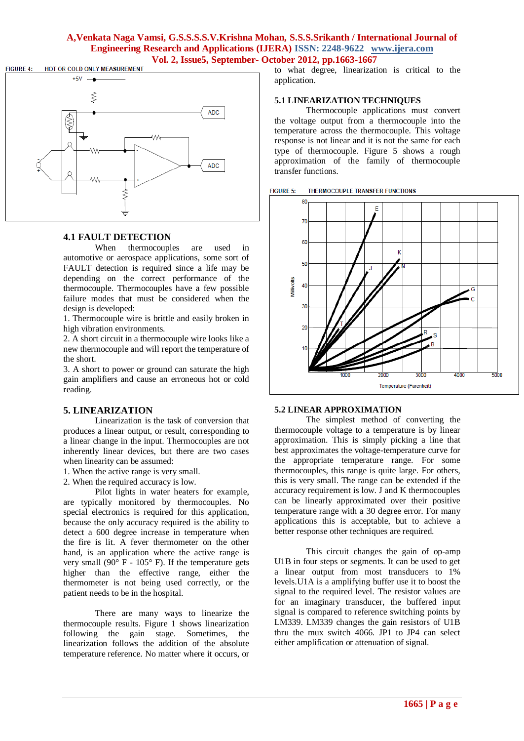FIGURE 4: HOT OR COLD ONLY MEASUREMENT

### 4.1 FAULT DETECTION

When thermocouples are used in automotive or aerospace applications, some sort of FAULT detection is required since a life may be depending on the correct performance of the thermocouple. Thermocouples have a few possible failure modes that must be considered when the design is developed:

1. Thermocouple wire is brittle and easily broken in high vibration environments.
2. A short circuit in a thermocouple wire looks like a new thermocouple and will report the temperature of the short.
3. A short to power or ground can saturate the high gain amplifiers and cause an erroneous hot or cold reading.

## 5. LINEARIZATION

Linearization is the task of conversion that produces a linear output, or result, corresponding to a linear change in the input. Thermocouples are not inherently linear devices, but there are two cases when linearity can be assumed:

1. When the active range is very small.
2. When the required accuracy is low.

Pilot lights in water heaters for example, are typically monitored by thermocouples. No special electronics is required for this application, because the only accuracy required is the ability to detect a 600 degree increase in temperature when the fire is lit. A fever thermometer on the other hand, is an application where the active range is very small (90° F - 105° F). If the temperature gets higher than the effective range, either the thermometer is not being used correctly, or the patient needs to be in the hospital.

There are many ways to linearize the thermocouple results. Figure 1 shows linearization following the gain stage. Sometimes, the linearization follows the addition of the absolute temperature reference. No matter where it occurs, or to what degree, linearization is critical to the application.

### 5.1 LINEARIZATION TECHNIQUES

Thermocouple applications must convert the voltage output from a thermocouple into the temperature across the thermocouple. This voltage response is not linear and it is not the same for each type of thermocouple. Figure 5 shows a rough approximation of the family of thermocouple transfer functions.

FIGURE 5: THERMOCOUPLE TRANSFER FUNCTIONS

### 5.2 LINEAR APPROXIMATION

The simplest method of converting the thermocouple voltage to a temperature is by linear approximation. This is simply picking a line that best approximates the voltage-temperature curve for the appropriate temperature range. For some thermocouples, this range is quite large. For others, this is very small. The range can be extended if the accuracy requirement is low. J and K thermocouples can be linearly approximated over their positive temperature range with a 30 degree error. For many applications this is acceptable, but to achieve a better response other techniques are required.

This circuit changes the gain of op-amp U1B in four steps or segments. It can be used to get a linear output from most transducers to 1% levels.U1A is a amplifying buffer use it to boost the signal to the required level. The resistor values are for an imaginary transducer, the buffered input signal is compared to reference switching points by LM339. LM339 changes the gain resistors of U1B thru the mux switch 4066. JP1 to JP4 can select either amplification or attenuation of signal.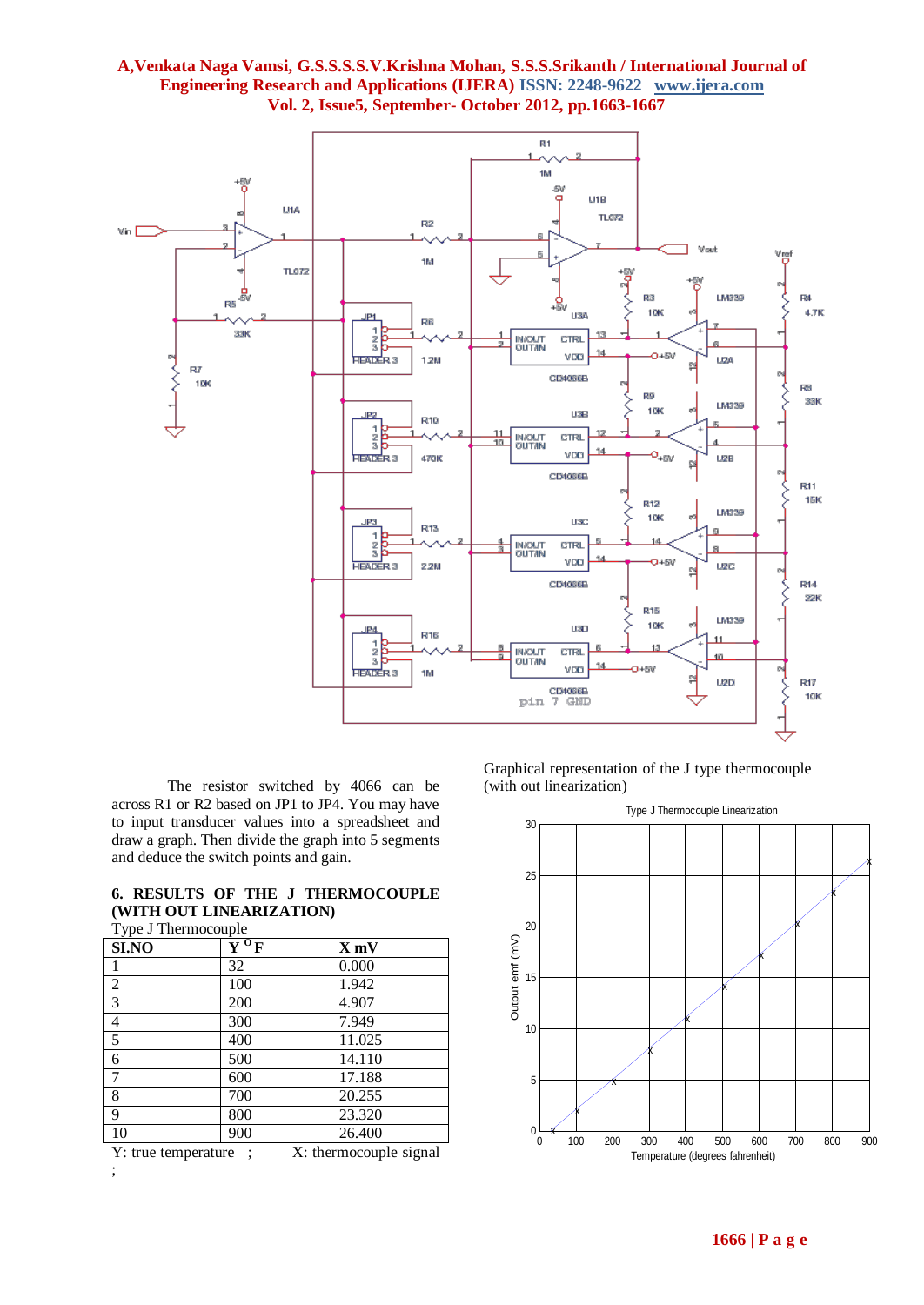The resistor switched by 4066 can be across R1 or R2 based on JP1 to JP4. You may have to input transducer values into a spreadsheet and draw a graph. Then divide the graph into 5 segments and deduce the switch points and gain.

## 6. RESULTS OF THE J THERMOCOUPLE (WITH OUT LINEARIZATION)

Type J Thermocouple

| SI.NO | Y $^{O}$F | X mV |
|---|---|---|
| 1 | 32 | 0.000 |
| 2 | 100 | 1.942 |
| 3 | 200 | 4.907 |
| 4 | 300 | 7.949 |
| 5 | 400 | 11.025 |
| 6 | 500 | 14.110 |
| 7 | 600 | 17.188 |
| 8 | 700 | 20.255 |
| 9 | 800 | 23.320 |
| 10 | 900 | 26.400 |

Y: true temperature ; X: thermocouple signal ;

Graphical representation of the J type thermocouple (with out linearization)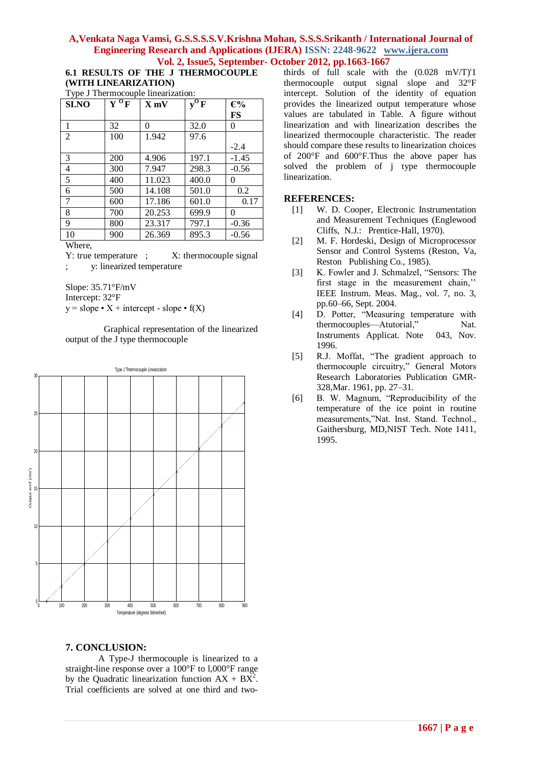### 6.1 RESULTS OF THE J THERMOCOUPLE (WITH LINEARIZATION)

Type J Thermocouple linearization:

| SI.NO | Y $^{O}$F | X mV | y$^{O}$ F | €% FS |
|---|---|---|---|---|
| 1 | 32 | 0 | 32.0 | 0 |
| 2 | 100 | 1.942 | 97.6 | -2.4 |
| 3 | 200 | 4.906 | 197.1 | -1.45 |
| 4 | 300 | 7.947 | 298.3 | -0.56 |
| 5 | 400 | 11.023 | 400.0 | 0 |
| 6 | 500 | 14.108 | 501.0 | 0.2 |
| 7 | 600 | 17.186 | 601.0 | 0.17 |
| 8 | 700 | 20.253 | 699.9 | 0 |
| 9 | 800 | 23.317 | 797.1 | -0.36 |
| 10 | 900 | 26.369 | 895.3 | -0.56 |

Where,

Y: true temperature ; X: thermocouple signal ; y: linearized temperature

Slope: 35.71°F/mV

Intercept: 32°F

y = slope • X + intercept - slope • f(X)

Graphical representation of the linearized output of the J type thermocouple

Type J Thermocouple Linearization

Output emf (mV)

Temperature (degrees fahrenheit)

0 5 10 15 20 25 30

0 100 200 300 400 500 600 700 800 900

## 7. CONCLUSION:

A Type-J thermocouple is linearized to a straight-line response over a 100°F to l,000°F range by the Quadratic linearization function $AX + BX^2$. Trial coefficients are solved at one third and two-thirds of full scale with the (0.028 mV/T)'1 thermocouple output signal slope and 32°F intercept. Solution of the identity of equation provides the linearized output temperature whose values are tabulated in Table. A figure without linearization and with linearization describes the linearized thermocouple characteristic. The reader should compare these results to linearization choices of 200°F and 600°F.Thus the above paper has solved the problem of j type thermocouple linearization.

## REFERENCES:

[1] W. D. Cooper, Electronic Instrumentation and Measurement Techniques (Englewood Cliffs, N.J.: Prentice-Hall, 1970).

[2] M. F. Hordeski, Design of Microprocessor Sensor and Control Systems (Reston, Va, Reston Publishing Co., 1985).

[3] K. Fowler and J. Schmalzel, "Sensors: The first stage in the measurement chain,'' IEEE Instrum. Meas. Mag., vol. 7, no. 3, pp.60–66, Sept. 2004.

[4] D. Potter, "Measuring temperature with thermocouples—Atutorial," Nat. Instruments Applicat. Note 043, Nov. 1996.

[5] R.J. Moffat, "The gradient approach to thermocouple circuitry," General Motors Research Laboratories Publication GMR-328,Mar. 1961, pp. 27–31.

[6] B. W. Magnum, "Reproducibility of the temperature of the ice point in routine measurements,"Nat. Inst. Stand. Technol., Gaithersburg, MD,NIST Tech. Note 1411, 1995.